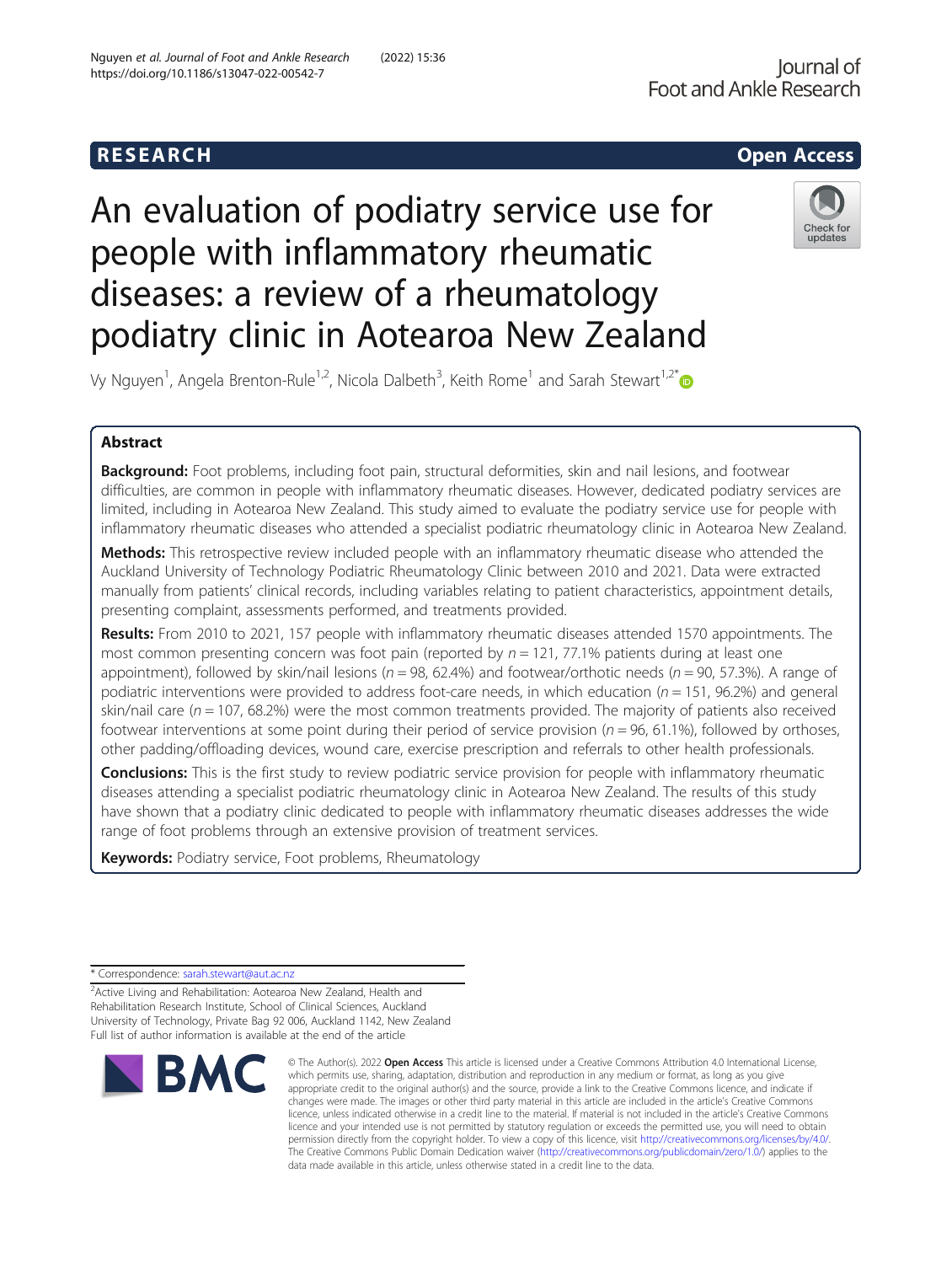RESEARCH

Open Access

# An evaluation of podiatry service use for people with inflammatory rheumatic diseases: a review of a rheumatology podiatry clinic in Aotearoa New Zealand

Vy Nguyen[1], Angela Brenton-Rule[1,2], Nicola Dalbeth[3], Keith Rome[1] and Sarah Stewart[1,2*]

## Abstract

**Background:** Foot problems, including foot pain, structural deformities, skin and nail lesions, and footwear difficulties, are common in people with inflammatory rheumatic diseases. However, dedicated podiatry services are limited, including in Aotearoa New Zealand. This study aimed to evaluate the podiatry service use for people with inflammatory rheumatic diseases who attended a specialist podiatric rheumatology clinic in Aotearoa New Zealand.

**Methods:** This retrospective review included people with an inflammatory rheumatic disease who attended the Auckland University of Technology Podiatric Rheumatology Clinic between 2010 and 2021. Data were extracted manually from patients' clinical records, including variables relating to patient characteristics, appointment details, presenting complaint, assessments performed, and treatments provided.

**Results:** From 2010 to 2021, 157 people with inflammatory rheumatic diseases attended 1570 appointments. The most common presenting concern was foot pain (reported by $n = 121$, 77.1% patients during at least one appointment), followed by skin/nail lesions ($n = 98$, 62.4%) and footwear/orthotic needs ($n = 90$, 57.3%). A range of podiatric interventions were provided to address foot-care needs, in which education ($n = 151$, 96.2%) and general skin/nail care ($n = 107$, 68.2%) were the most common treatments provided. The majority of patients also received footwear interventions at some point during their period of service provision ($n = 96$, 61.1%), followed by orthoses, other padding/offloading devices, wound care, exercise prescription and referrals to other health professionals.

**Conclusions:** This is the first study to review podiatric service provision for people with inflammatory rheumatic diseases attending a specialist podiatric rheumatology clinic in Aotearoa New Zealand. The results of this study have shown that a podiatry clinic dedicated to people with inflammatory rheumatic diseases addresses the wide range of foot problems through an extensive provision of treatment services.

**Keywords:** Podiatry service, Foot problems, Rheumatology

---

* Correspondence: sarah.stewart@aut.ac.nz

[2]Active Living and Rehabilitation: Aotearoa New Zealand, Health and Rehabilitation Research Institute, School of Clinical Sciences, Auckland University of Technology, Private Bag 92 006, Auckland 1142, New Zealand

Full list of author information is available at the end of the article

© The Author(s). 2022 **Open Access** This article is licensed under a Creative Commons Attribution 4.0 International License, which permits use, sharing, adaptation, distribution and reproduction in any medium or format, as long as you give appropriate credit to the original author(s) and the source, provide a link to the Creative Commons licence, and indicate if changes were made. The images or other third party material in this article are included in the article's Creative Commons licence, unless indicated otherwise in a credit line to the material. If material is not included in the article's Creative Commons licence and your intended use is not permitted by statutory regulation or exceeds the permitted use, you will need to obtain permission directly from the copyright holder. To view a copy of this licence, visit http://creativecommons.org/licenses/by/4.0/. The Creative Commons Public Domain Dedication waiver (http://creativecommons.org/publicdomain/zero/1.0/) applies to the data made available in this article, unless otherwise stated in a credit line to the data.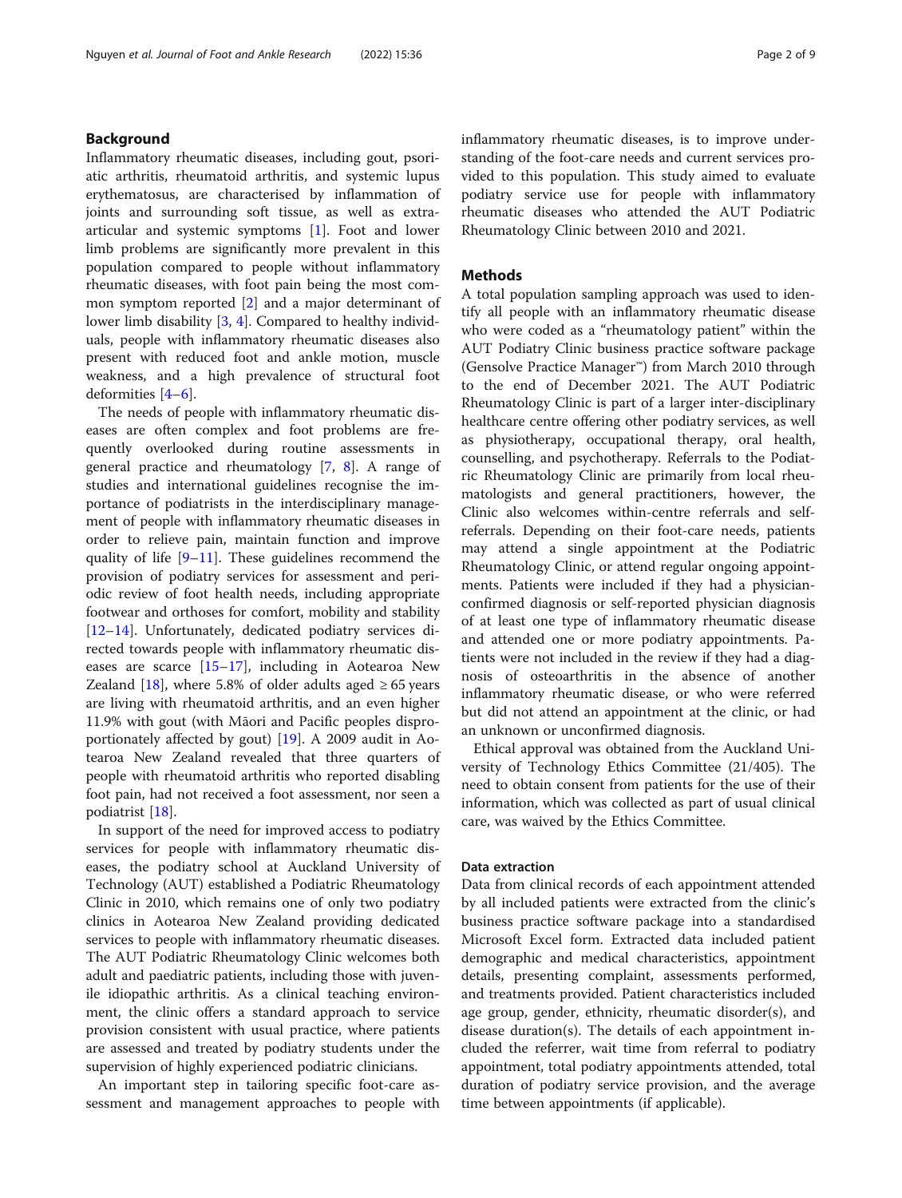## Background

Inflammatory rheumatic diseases, including gout, psoriatic arthritis, rheumatoid arthritis, and systemic lupus erythematosus, are characterised by inflammation of joints and surrounding soft tissue, as well as extra-articular and systemic symptoms [1]. Foot and lower limb problems are significantly more prevalent in this population compared to people without inflammatory rheumatic diseases, with foot pain being the most common symptom reported [2] and a major determinant of lower limb disability [3, 4]. Compared to healthy individuals, people with inflammatory rheumatic diseases also present with reduced foot and ankle motion, muscle weakness, and a high prevalence of structural foot deformities [4–6].

The needs of people with inflammatory rheumatic diseases are often complex and foot problems are frequently overlooked during routine assessments in general practice and rheumatology [7, 8]. A range of studies and international guidelines recognise the importance of podiatrists in the interdisciplinary management of people with inflammatory rheumatic diseases in order to relieve pain, maintain function and improve quality of life [9–11]. These guidelines recommend the provision of podiatry services for assessment and periodic review of foot health needs, including appropriate footwear and orthoses for comfort, mobility and stability [12–14]. Unfortunately, dedicated podiatry services directed towards people with inflammatory rheumatic diseases are scarce [15–17], including in Aotearoa New Zealand [18], where 5.8% of older adults aged ≥ 65 years are living with rheumatoid arthritis, and an even higher 11.9% with gout (with Māori and Pacific peoples disproportionately affected by gout) [19]. A 2009 audit in Aotearoa New Zealand revealed that three quarters of people with rheumatoid arthritis who reported disabling foot pain, had not received a foot assessment, nor seen a podiatrist [18].

In support of the need for improved access to podiatry services for people with inflammatory rheumatic diseases, the podiatry school at Auckland University of Technology (AUT) established a Podiatric Rheumatology Clinic in 2010, which remains one of only two podiatry clinics in Aotearoa New Zealand providing dedicated services to people with inflammatory rheumatic diseases. The AUT Podiatric Rheumatology Clinic welcomes both adult and paediatric patients, including those with juvenile idiopathic arthritis. As a clinical teaching environment, the clinic offers a standard approach to service provision consistent with usual practice, where patients are assessed and treated by podiatry students under the supervision of highly experienced podiatric clinicians.

An important step in tailoring specific foot-care assessment and management approaches to people with inflammatory rheumatic diseases, is to improve understanding of the foot-care needs and current services provided to this population. This study aimed to evaluate podiatry service use for people with inflammatory rheumatic diseases who attended the AUT Podiatric Rheumatology Clinic between 2010 and 2021.

## Methods

A total population sampling approach was used to identify all people with an inflammatory rheumatic disease who were coded as a "rheumatology patient" within the AUT Podiatry Clinic business practice software package (Gensolve Practice Manager™) from March 2010 through to the end of December 2021. The AUT Podiatric Rheumatology Clinic is part of a larger inter-disciplinary healthcare centre offering other podiatry services, as well as physiotherapy, occupational therapy, oral health, counselling, and psychotherapy. Referrals to the Podiatric Rheumatology Clinic are primarily from local rheumatologists and general practitioners, however, the Clinic also welcomes within-centre referrals and self-referrals. Depending on their foot-care needs, patients may attend a single appointment at the Podiatric Rheumatology Clinic, or attend regular ongoing appointments. Patients were included if they had a physician-confirmed diagnosis or self-reported physician diagnosis of at least one type of inflammatory rheumatic disease and attended one or more podiatry appointments. Patients were not included in the review if they had a diagnosis of osteoarthritis in the absence of another inflammatory rheumatic disease, or who were referred but did not attend an appointment at the clinic, or had an unknown or unconfirmed diagnosis.

Ethical approval was obtained from the Auckland University of Technology Ethics Committee (21/405). The need to obtain consent from patients for the use of their information, which was collected as part of usual clinical care, was waived by the Ethics Committee.

### Data extraction

Data from clinical records of each appointment attended by all included patients were extracted from the clinic's business practice software package into a standardised Microsoft Excel form. Extracted data included patient demographic and medical characteristics, appointment details, presenting complaint, assessments performed, and treatments provided. Patient characteristics included age group, gender, ethnicity, rheumatic disorder(s), and disease duration(s). The details of each appointment included the referrer, wait time from referral to podiatry appointment, total podiatry appointments attended, total duration of podiatry service provision, and the average time between appointments (if applicable).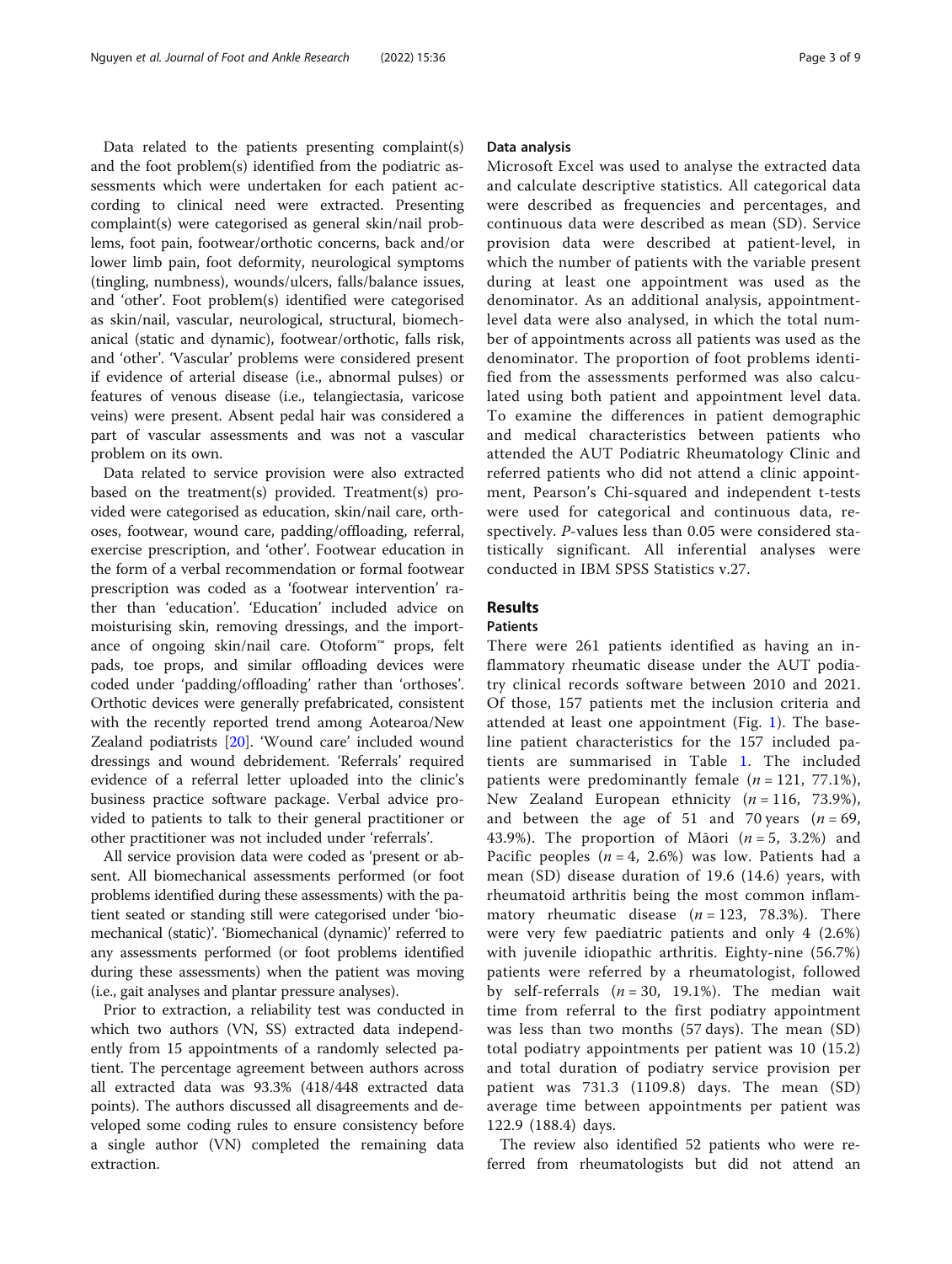Data related to the patients presenting complaint(s) and the foot problem(s) identified from the podiatric assessments which were undertaken for each patient according to clinical need were extracted. Presenting complaint(s) were categorised as general skin/nail problems, foot pain, footwear/orthotic concerns, back and/or lower limb pain, foot deformity, neurological symptoms (tingling, numbness), wounds/ulcers, falls/balance issues, and 'other'. Foot problem(s) identified were categorised as skin/nail, vascular, neurological, structural, biomechanical (static and dynamic), footwear/orthotic, falls risk, and 'other'. 'Vascular' problems were considered present if evidence of arterial disease (i.e., abnormal pulses) or features of venous disease (i.e., telangiectasia, varicose veins) were present. Absent pedal hair was considered a part of vascular assessments and was not a vascular problem on its own.

Data related to service provision were also extracted based on the treatment(s) provided. Treatment(s) provided were categorised as education, skin/nail care, orthoses, footwear, wound care, padding/offloading, referral, exercise prescription, and 'other'. Footwear education in the form of a verbal recommendation or formal footwear prescription was coded as a 'footwear intervention' rather than 'education'. 'Education' included advice on moisturising skin, removing dressings, and the importance of ongoing skin/nail care. Otoform™ props, felt pads, toe props, and similar offloading devices were coded under 'padding/offloading' rather than 'orthoses'. Orthotic devices were generally prefabricated, consistent with the recently reported trend among Aotearoa/New Zealand podiatrists [20]. 'Wound care' included wound dressings and wound debridement. 'Referrals' required evidence of a referral letter uploaded into the clinic's business practice software package. Verbal advice provided to patients to talk to their general practitioner or other practitioner was not included under 'referrals'.

All service provision data were coded as 'present or absent. All biomechanical assessments performed (or foot problems identified during these assessments) with the patient seated or standing still were categorised under 'biomechanical (static)'. 'Biomechanical (dynamic)' referred to any assessments performed (or foot problems identified during these assessments) when the patient was moving (i.e., gait analyses and plantar pressure analyses).

Prior to extraction, a reliability test was conducted in which two authors (VN, SS) extracted data independently from 15 appointments of a randomly selected patient. The percentage agreement between authors across all extracted data was 93.3% (418/448 extracted data points). The authors discussed all disagreements and developed some coding rules to ensure consistency before a single author (VN) completed the remaining data extraction.

### Data analysis

Microsoft Excel was used to analyse the extracted data and calculate descriptive statistics. All categorical data were described as frequencies and percentages, and continuous data were described as mean (SD). Service provision data were described at patient-level, in which the number of patients with the variable present during at least one appointment was used as the denominator. As an additional analysis, appointment-level data were also analysed, in which the total number of appointments across all patients was used as the denominator. The proportion of foot problems identified from the assessments performed was also calculated using both patient and appointment level data. To examine the differences in patient demographic and medical characteristics between patients who attended the AUT Podiatric Rheumatology Clinic and referred patients who did not attend a clinic appointment, Pearson's Chi-squared and independent t-tests were used for categorical and continuous data, respectively. *P*-values less than 0.05 were considered statistically significant. All inferential analyses were conducted in IBM SPSS Statistics v.27.

## Results

### Patients

There were 261 patients identified as having an inflammatory rheumatic disease under the AUT podiatry clinical records software between 2010 and 2021. Of those, 157 patients met the inclusion criteria and attended at least one appointment (Fig. 1). The baseline patient characteristics for the 157 included patients are summarised in Table 1. The included patients were predominantly female ($n = 121$, 77.1%), New Zealand European ethnicity ($n = 116$, 73.9%), and between the age of 51 and 70 years ($n = 69$, 43.9%). The proportion of Māori ($n = 5$, 3.2%) and Pacific peoples ($n = 4$, 2.6%) was low. Patients had a mean (SD) disease duration of 19.6 (14.6) years, with rheumatoid arthritis being the most common inflammatory rheumatic disease ($n = 123$, 78.3%). There were very few paediatric patients and only 4 (2.6%) with juvenile idiopathic arthritis. Eighty-nine (56.7%) patients were referred by a rheumatologist, followed by self-referrals ($n = 30$, 19.1%). The median wait time from referral to the first podiatry appointment was less than two months (57 days). The mean (SD) total podiatry appointments per patient was 10 (15.2) and total duration of podiatry service provision per patient was 731.3 (1109.8) days. The mean (SD) average time between appointments per patient was 122.9 (188.4) days.

The review also identified 52 patients who were referred from rheumatologists but did not attend an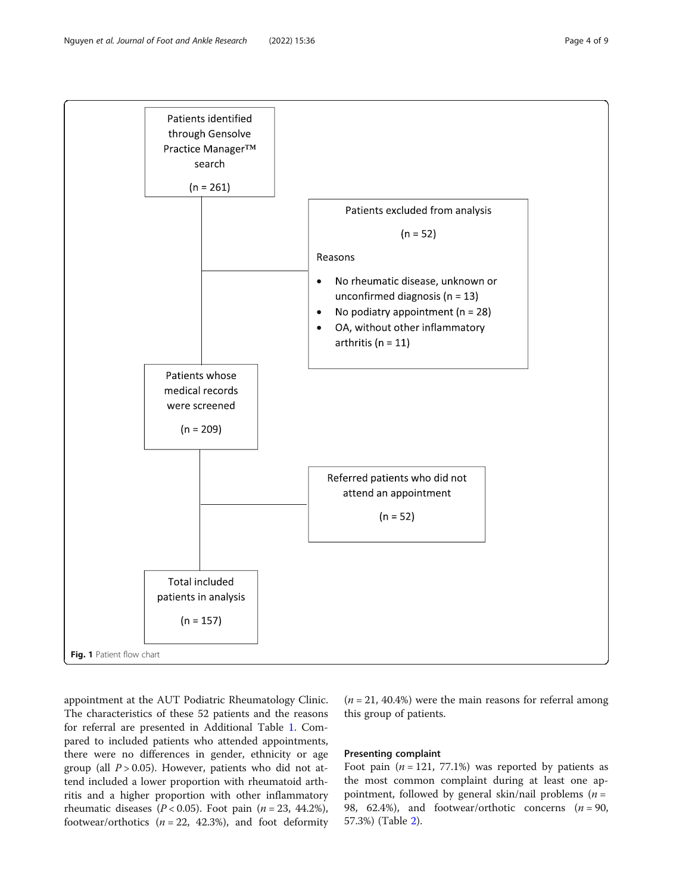Patients identified through Gensolve Practice Manager™ search

(n = 261)

Patients excluded from analysis

(n = 52)

Reasons

- No rheumatic disease, unknown or unconfirmed diagnosis (n = 13)
- No podiatry appointment (n = 28)
- OA, without other inflammatory arthritis (n = 11)

Patients whose medical records were screened

(n = 209)

Referred patients who did not attend an appointment

(n = 52)

Total included patients in analysis

(n = 157)

**Fig. 1** Patient flow chart

appointment at the AUT Podiatric Rheumatology Clinic. The characteristics of these 52 patients and the reasons for referral are presented in Additional Table 1. Compared to included patients who attended appointments, there were no differences in gender, ethnicity or age group (all $P > 0.05$). However, patients who did not attend included a lower proportion with rheumatoid arthritis and a higher proportion with other inflammatory rheumatic diseases ($P < 0.05$). Foot pain ($n = 23$, 44.2%), footwear/orthotics ($n = 22$, 42.3%), and foot deformity ($n = 21$, 40.4%) were the main reasons for referral among this group of patients.

### Presenting complaint

Foot pain ($n = 121$, 77.1%) was reported by patients as the most common complaint during at least one appointment, followed by general skin/nail problems ($n = 98$, 62.4%), and footwear/orthotic concerns ($n = 90$, 57.3%) (Table 2).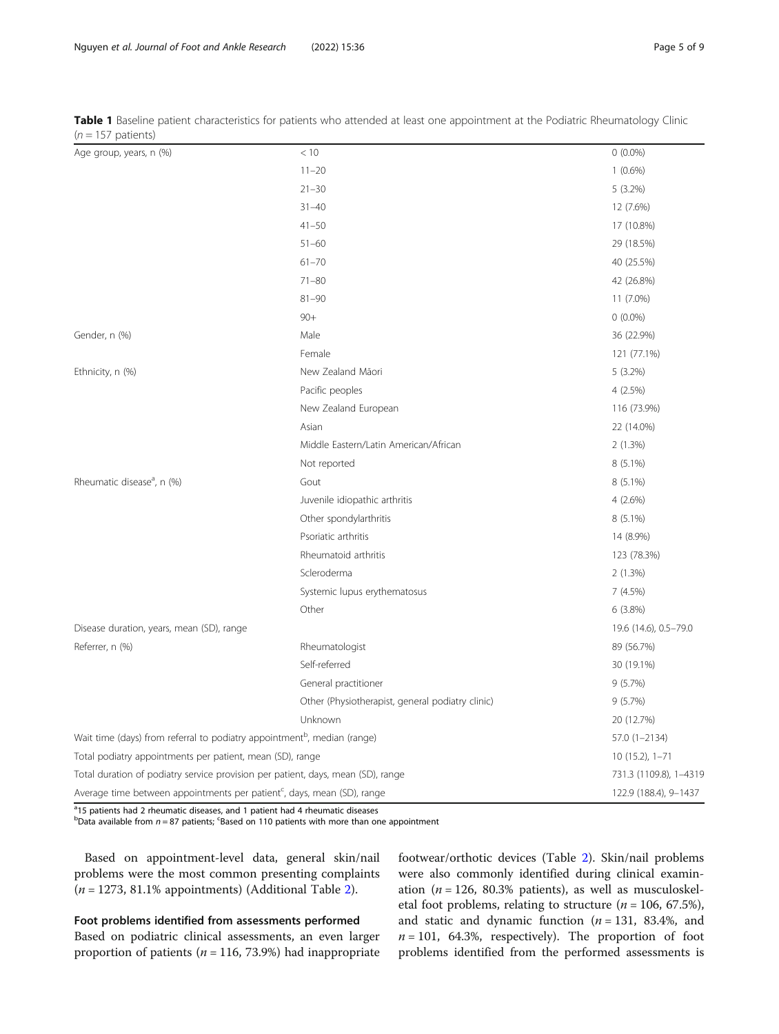**Table 1** Baseline patient characteristics for patients who attended at least one appointment at the Podiatric Rheumatology Clinic ($n = 157$ patients)

| | | |
|---|---|---|
| Age group, years, n (%) | < 10 | 0 (0.0%) |
| | 11–20 | 1 (0.6%) |
| | 21–30 | 5 (3.2%) |
| | 31–40 | 12 (7.6%) |
| | 41–50 | 17 (10.8%) |
| | 51–60 | 29 (18.5%) |
| | 61–70 | 40 (25.5%) |
| | 71–80 | 42 (26.8%) |
| | 81–90 | 11 (7.0%) |
| | 90+ | 0 (0.0%) |
| Gender, n (%) | Male | 36 (22.9%) |
| | Female | 121 (77.1%) |
| Ethnicity, n (%) | New Zealand Māori | 5 (3.2%) |
| | Pacific peoples | 4 (2.5%) |
| | New Zealand European | 116 (73.9%) |
| | Asian | 22 (14.0%) |
| | Middle Eastern/Latin American/African | 2 (1.3%) |
| | Not reported | 8 (5.1%) |
| Rheumatic disease[a], n (%) | Gout | 8 (5.1%) |
| | Juvenile idiopathic arthritis | 4 (2.6%) |
| | Other spondylarthritis | 8 (5.1%) |
| | Psoriatic arthritis | 14 (8.9%) |
| | Rheumatoid arthritis | 123 (78.3%) |
| | Scleroderma | 2 (1.3%) |
| | Systemic lupus erythematosus | 7 (4.5%) |
| | Other | 6 (3.8%) |
| Disease duration, years, mean (SD), range | | 19.6 (14.6), 0.5–79.0 |
| Referrer, n (%) | Rheumatologist | 89 (56.7%) |
| | Self-referred | 30 (19.1%) |
| | General practitioner | 9 (5.7%) |
| | Other (Physiotherapist, general podiatry clinic) | 9 (5.7%) |
| | Unknown | 20 (12.7%) |
| Wait time (days) from referral to podiatry appointment[b], median (range) | | 57.0 (1–2134) |
| Total podiatry appointments per patient, mean (SD), range | | 10 (15.2), 1–71 |
| Total duration of podiatry service provision per patient, days, mean (SD), range | | 731.3 (1109.8), 1–4319 |
| Average time between appointments per patient[c], days, mean (SD), range | | 122.9 (188.4), 9–1437 |

[a]15 patients had 2 rheumatic diseases, and 1 patient had 4 rheumatic diseases
[b]Data available from $n = 87$ patients; [c]Based on 110 patients with more than one appointment

Based on appointment-level data, general skin/nail problems were the most common presenting complaints ($n = 1273$, 81.1% appointments) (Additional Table 2).

### Foot problems identified from assessments performed

Based on podiatric clinical assessments, an even larger proportion of patients ($n = 116$, 73.9%) had inappropriate footwear/orthotic devices (Table 2). Skin/nail problems were also commonly identified during clinical examination ($n = 126$, 80.3% patients), as well as musculoskeletal foot problems, relating to structure ($n = 106$, 67.5%), and static and dynamic function ($n = 131$, 83.4%, and $n = 101$, 64.3%, respectively). The proportion of foot problems identified from the performed assessments is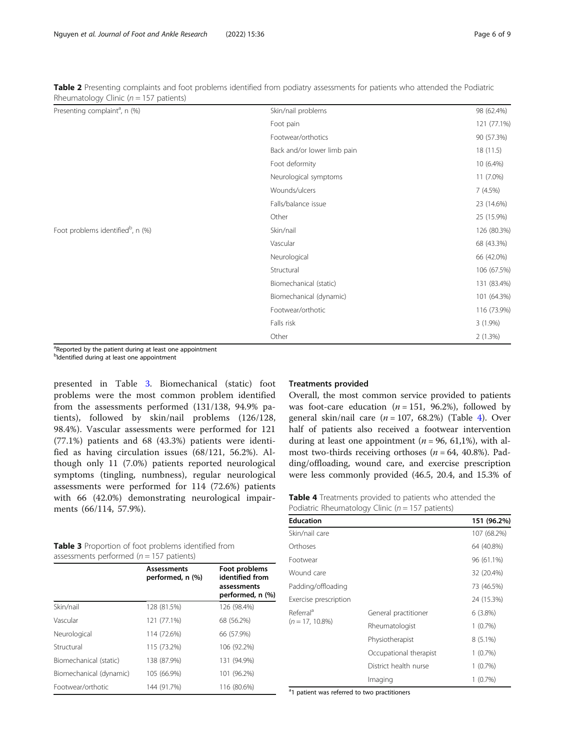**Table 2** Presenting complaints and foot problems identified from podiatry assessments for patients who attended the Podiatric Rheumatology Clinic ($n = 157$ patients)

| | | |
|---|---|---|
| Presenting complaint[a], n (%) | Skin/nail problems | 98 (62.4%) |
| | Foot pain | 121 (77.1%) |
| | Footwear/orthotics | 90 (57.3%) |
| | Back and/or lower limb pain | 18 (11.5) |
| | Foot deformity | 10 (6.4%) |
| | Neurological symptoms | 11 (7.0%) |
| | Wounds/ulcers | 7 (4.5%) |
| | Falls/balance issue | 23 (14.6%) |
| | Other | 25 (15.9%) |
| Foot problems identified[b], n (%) | Skin/nail | 126 (80.3%) |
| | Vascular | 68 (43.3%) |
| | Neurological | 66 (42.0%) |
| | Structural | 106 (67.5%) |
| | Biomechanical (static) | 131 (83.4%) |
| | Biomechanical (dynamic) | 101 (64.3%) |
| | Footwear/orthotic | 116 (73.9%) |
| | Falls risk | 3 (1.9%) |
| | Other | 2 (1.3%) |

[a]Reported by the patient during at least one appointment
[b]Identified during at least one appointment

presented in Table 3. Biomechanical (static) foot problems were the most common problem identified from the assessments performed (131/138, 94.9% patients), followed by skin/nail problems (126/128, 98.4%). Vascular assessments were performed for 121 (77.1%) patients and 68 (43.3%) patients were identified as having circulation issues (68/121, 56.2%). Although only 11 (7.0%) patients reported neurological symptoms (tingling, numbness), regular neurological assessments were performed for 114 (72.6%) patients with 66 (42.0%) demonstrating neurological impairments (66/114, 57.9%).

**Table 3** Proportion of foot problems identified from assessments performed ($n = 157$ patients)

| | Assessments performed, n (%) | Foot problems identified from assessments performed, n (%) |
|---|---|---|
| Skin/nail | 128 (81.5%) | 126 (98.4%) |
| Vascular | 121 (77.1%) | 68 (56.2%) |
| Neurological | 114 (72.6%) | 66 (57.9%) |
| Structural | 115 (73.2%) | 106 (92.2%) |
| Biomechanical (static) | 138 (87.9%) | 131 (94.9%) |
| Biomechanical (dynamic) | 105 (66.9%) | 101 (96.2%) |
| Footwear/orthotic | 144 (91.7%) | 116 (80.6%) |

### Treatments provided

Overall, the most common service provided to patients was foot-care education ($n = 151$, 96.2%), followed by general skin/nail care ($n = 107$, 68.2%) (Table 4). Over half of patients also received a footwear intervention during at least one appointment ($n = 96$, 61,1%), with almost two-thirds receiving orthoses ($n = 64$, 40.8%). Padding/offloading, wound care, and exercise prescription were less commonly provided (46.5, 20.4, and 15.3% of

**Table 4** Treatments provided to patients who attended the Podiatric Rheumatology Clinic ($n = 157$ patients)

| **Education** | | **151 (96.2%)** |
|---|---|---|
| Skin/nail care | | 107 (68.2%) |
| Orthoses | | 64 (40.8%) |
| Footwear | | 96 (61.1%) |
| Wound care | | 32 (20.4%) |
| Padding/offloading | | 73 (46.5%) |
| Exercise prescription | | 24 (15.3%) |
| Referral[a] ($n = 17$, 10.8%) | General practitioner | 6 (3.8%) |
| | Rheumatologist | 1 (0.7%) |
| | Physiotherapist | 8 (5.1%) |
| | Occupational therapist | 1 (0.7%) |
| | District health nurse | 1 (0.7%) |
| | Imaging | 1 (0.7%) |

[a]1 patient was referred to two practitioners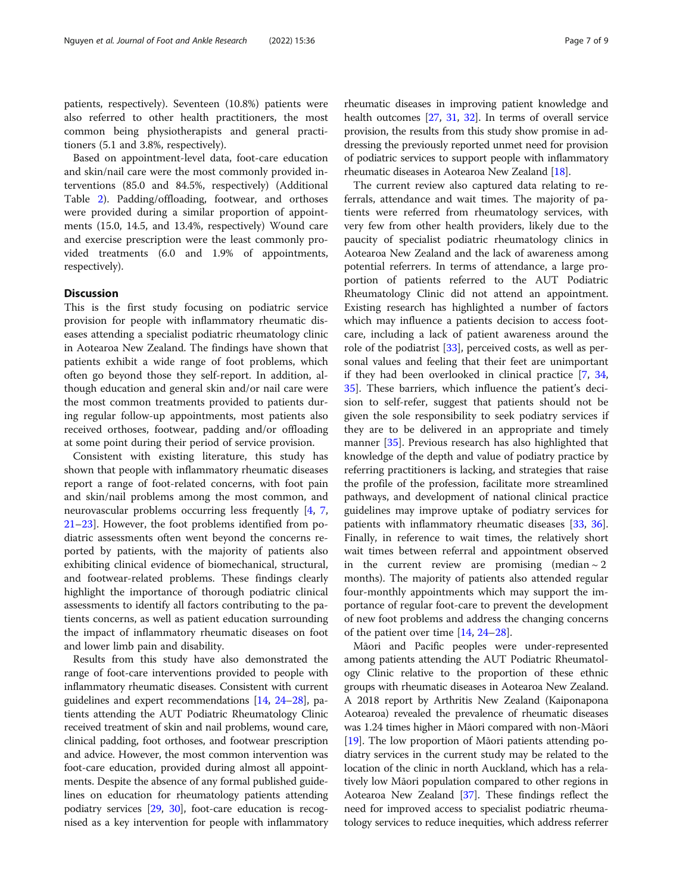patients, respectively). Seventeen (10.8%) patients were also referred to other health practitioners, the most common being physiotherapists and general practitioners (5.1 and 3.8%, respectively).

Based on appointment-level data, foot-care education and skin/nail care were the most commonly provided interventions (85.0 and 84.5%, respectively) (Additional Table 2). Padding/offloading, footwear, and orthoses were provided during a similar proportion of appointments (15.0, 14.5, and 13.4%, respectively) Wound care and exercise prescription were the least commonly provided treatments (6.0 and 1.9% of appointments, respectively).

## Discussion

This is the first study focusing on podiatric service provision for people with inflammatory rheumatic diseases attending a specialist podiatric rheumatology clinic in Aotearoa New Zealand. The findings have shown that patients exhibit a wide range of foot problems, which often go beyond those they self-report. In addition, although education and general skin and/or nail care were the most common treatments provided to patients during regular follow-up appointments, most patients also received orthoses, footwear, padding and/or offloading at some point during their period of service provision.

Consistent with existing literature, this study has shown that people with inflammatory rheumatic diseases report a range of foot-related concerns, with foot pain and skin/nail problems among the most common, and neurovascular problems occurring less frequently [4, 7, 21–23]. However, the foot problems identified from podiatric assessments often went beyond the concerns reported by patients, with the majority of patients also exhibiting clinical evidence of biomechanical, structural, and footwear-related problems. These findings clearly highlight the importance of thorough podiatric clinical assessments to identify all factors contributing to the patients concerns, as well as patient education surrounding the impact of inflammatory rheumatic diseases on foot and lower limb pain and disability.

Results from this study have also demonstrated the range of foot-care interventions provided to people with inflammatory rheumatic diseases. Consistent with current guidelines and expert recommendations [14, 24–28], patients attending the AUT Podiatric Rheumatology Clinic received treatment of skin and nail problems, wound care, clinical padding, foot orthoses, and footwear prescription and advice. However, the most common intervention was foot-care education, provided during almost all appointments. Despite the absence of any formal published guidelines on education for rheumatology patients attending podiatry services [29, 30], foot-care education is recognised as a key intervention for people with inflammatory rheumatic diseases in improving patient knowledge and health outcomes [27, 31, 32]. In terms of overall service provision, the results from this study show promise in addressing the previously reported unmet need for provision of podiatric services to support people with inflammatory rheumatic diseases in Aotearoa New Zealand [18].

The current review also captured data relating to referrals, attendance and wait times. The majority of patients were referred from rheumatology services, with very few from other health providers, likely due to the paucity of specialist podiatric rheumatology clinics in Aotearoa New Zealand and the lack of awareness among potential referrers. In terms of attendance, a large proportion of patients referred to the AUT Podiatric Rheumatology Clinic did not attend an appointment. Existing research has highlighted a number of factors which may influence a patients decision to access foot-care, including a lack of patient awareness around the role of the podiatrist [33], perceived costs, as well as personal values and feeling that their feet are unimportant if they had been overlooked in clinical practice [7, 34, 35]. These barriers, which influence the patient's decision to self-refer, suggest that patients should not be given the sole responsibility to seek podiatry services if they are to be delivered in an appropriate and timely manner [35]. Previous research has also highlighted that knowledge of the depth and value of podiatry practice by referring practitioners is lacking, and strategies that raise the profile of the profession, facilitate more streamlined pathways, and development of national clinical practice guidelines may improve uptake of podiatry services for patients with inflammatory rheumatic diseases [33, 36]. Finally, in reference to wait times, the relatively short wait times between referral and appointment observed in the current review are promising (median ~ 2 months). The majority of patients also attended regular four-monthly appointments which may support the importance of regular foot-care to prevent the development of new foot problems and address the changing concerns of the patient over time [14, 24–28].

Māori and Pacific peoples were under-represented among patients attending the AUT Podiatric Rheumatology Clinic relative to the proportion of these ethnic groups with rheumatic diseases in Aotearoa New Zealand. A 2018 report by Arthritis New Zealand (Kaiponapona Aotearoa) revealed the prevalence of rheumatic diseases was 1.24 times higher in Māori compared with non-Māori [19]. The low proportion of Māori patients attending podiatry services in the current study may be related to the location of the clinic in north Auckland, which has a relatively low Māori population compared to other regions in Aotearoa New Zealand [37]. These findings reflect the need for improved access to specialist podiatric rheumatology services to reduce inequities, which address referrer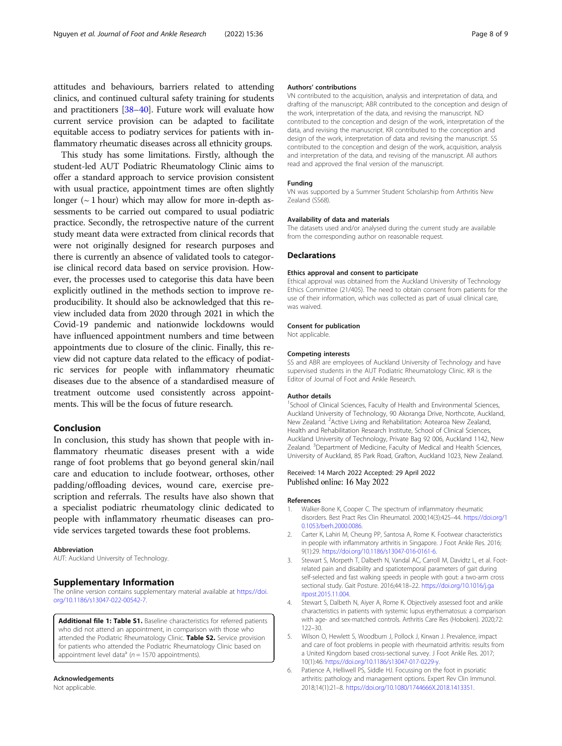attitudes and behaviours, barriers related to attending clinics, and continued cultural safety training for students and practitioners [38–40]. Future work will evaluate how current service provision can be adapted to facilitate equitable access to podiatry services for patients with inflammatory rheumatic diseases across all ethnicity groups.

This study has some limitations. Firstly, although the student-led AUT Podiatric Rheumatology Clinic aims to offer a standard approach to service provision consistent with usual practice, appointment times are often slightly longer (~ 1 hour) which may allow for more in-depth assessments to be carried out compared to usual podiatric practice. Secondly, the retrospective nature of the current study meant data were extracted from clinical records that were not originally designed for research purposes and there is currently an absence of validated tools to categorise clinical record data based on service provision. However, the processes used to categorise this data have been explicitly outlined in the methods section to improve reproducibility. It should also be acknowledged that this review included data from 2020 through 2021 in which the Covid-19 pandemic and nationwide lockdowns would have influenced appointment numbers and time between appointments due to closure of the clinic. Finally, this review did not capture data related to the efficacy of podiatric services for people with inflammatory rheumatic diseases due to the absence of a standardised measure of treatment outcome used consistently across appointments. This will be the focus of future research.

## Conclusion

In conclusion, this study has shown that people with inflammatory rheumatic diseases present with a wide range of foot problems that go beyond general skin/nail care and education to include footwear, orthoses, other padding/offloading devices, wound care, exercise prescription and referrals. The results have also shown that a specialist podiatric rheumatology clinic dedicated to people with inflammatory rheumatic diseases can provide services targeted towards these foot problems.

#### Abbreviation

AUT: Auckland University of Technology.

## Supplementary Information

The online version contains supplementary material available at https://doi.org/10.1186/s13047-022-00542-7.

**Additional file 1: Table S1.** Baseline characteristics for referred patients who did not attend an appointment, in comparison with those who attended the Podiatric Rheumatology Clinic. **Table S2.** Service provision for patients who attended the Podiatric Rheumatology Clinic based on appointment level data[a] ($n = 1570$ appointments).

#### Acknowledgements

Not applicable.

#### Authors' contributions

VN contributed to the acquisition, analysis and interpretation of data, and drafting of the manuscript; ABR contributed to the conception and design of the work, interpretation of the data, and revising the manuscript. ND contributed to the conception and design of the work, interpretation of the data, and revising the manuscript. KR contributed to the conception and design of the work, interpretation of data and revising the manuscript. SS contributed to the conception and design of the work, acquisition, analysis and interpretation of the data, and revising of the manuscript. All authors read and approved the final version of the manuscript.

#### Funding

VN was supported by a Summer Student Scholarship from Arthritis New Zealand (SS68).

#### Availability of data and materials

The datasets used and/or analysed during the current study are available from the corresponding author on reasonable request.

## Declarations

#### Ethics approval and consent to participate

Ethical approval was obtained from the Auckland University of Technology Ethics Committee (21/405). The need to obtain consent from patients for the use of their information, which was collected as part of usual clinical care, was waived.

#### Consent for publication

Not applicable.

#### Competing interests

SS and ABR are employees of Auckland University of Technology and have supervised students in the AUT Podiatric Rheumatology Clinic. KR is the Editor of Journal of Foot and Ankle Research.

#### Author details

[1]School of Clinical Sciences, Faculty of Health and Environmental Sciences, Auckland University of Technology, 90 Akoranga Drive, Northcote, Auckland, New Zealand. [2]Active Living and Rehabilitation: Aotearoa New Zealand, Health and Rehabilitation Research Institute, School of Clinical Sciences, Auckland University of Technology, Private Bag 92 006, Auckland 1142, New Zealand. [3]Department of Medicine, Faculty of Medical and Health Sciences, University of Auckland, 85 Park Road, Grafton, Auckland 1023, New Zealand.

Received: 14 March 2022 Accepted: 29 April 2022
Published online: 16 May 2022

#### References

1. Walker-Bone K, Cooper C. The spectrum of inflammatory rheumatic disorders. Best Pract Res Clin Rheumatol. 2000;14(3):425–44. https://doi.org/10.1053/berh.2000.0086.
2. Carter K, Lahiri M, Cheung PP, Santosa A, Rome K. Footwear characteristics in people with inflammatory arthritis in Singapore. J Foot Ankle Res. 2016; 9(1):29. https://doi.org/10.1186/s13047-016-0161-6.
3. Stewart S, Morpeth T, Dalbeth N, Vandal AC, Carroll M, Davidtz L, et al. Foot-related pain and disability and spatiotemporal parameters of gait during self-selected and fast walking speeds in people with gout: a two-arm cross sectional study. Gait Posture. 2016;44:18–22. https://doi.org/10.1016/j.gaitpost.2015.11.004.
4. Stewart S, Dalbeth N, Aiyer A, Rome K. Objectively assessed foot and ankle characteristics in patients with systemic lupus erythematosus: a comparison with age- and sex-matched controls. Arthritis Care Res (Hoboken). 2020;72: 122–30.
5. Wilson O, Hewlett S, Woodburn J, Pollock J, Kirwan J. Prevalence, impact and care of foot problems in people with rheumatoid arthritis: results from a United Kingdom based cross-sectional survey. J Foot Ankle Res. 2017; 10(1):46. https://doi.org/10.1186/s13047-017-0229-y.
6. Patience A, Helliwell PS, Siddle HJ. Focussing on the foot in psoriatic arthritis: pathology and management options. Expert Rev Clin Immunol. 2018;14(1):21–8. https://doi.org/10.1080/1744666X.2018.1413351.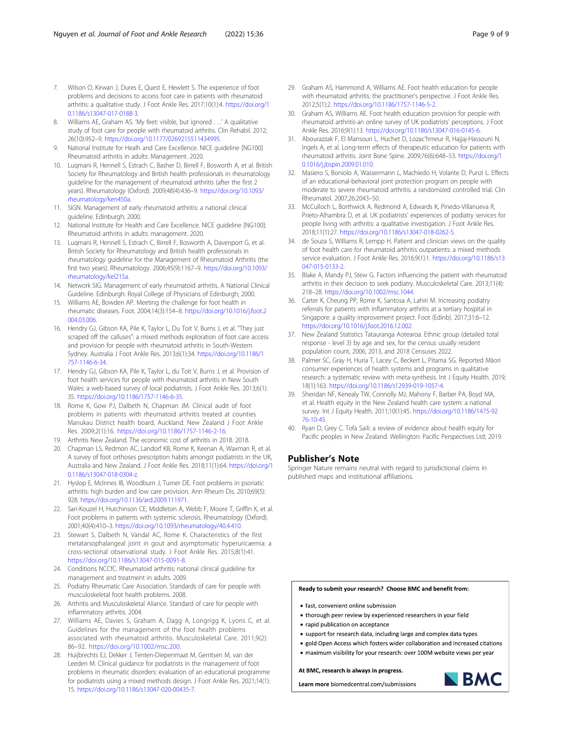7. Wilson O, Kirwan J, Dures E, Quest E, Hewlett S. The experience of foot problems and decisions to access foot care in patients with rheumatoid arthritis: a qualitative study. J Foot Ankle Res. 2017;10(1):4. https://doi.org/10.1186/s13047-017-0188-3.
8. Williams AE, Graham AS. 'My feet: visible, but ignored . . .' A qualitative study of foot care for people with rheumatoid arthritis. Clin Rehabil. 2012; 26(10):952–9. https://doi.org/10.1177/0269215511434995.
9. National Institute for Healh and Care Excellence. NICE guideline [NG100] Rheumatoid arthritis in adults: Management. 2020.
10. Luqmani R, Hennell S, Estrach C, Basher D, Birrell F, Bosworth A, et al. British Society for Rheumatology and British health professionals in rheumatology guideline for the management of rheumatoid arthritis (after the first 2 years). Rheumatology (Oxford). 2009;48(4):436–9. https://doi.org/10.1093/rheumatology/ken450a.
11. SIGN. Management of early rheumatoid arthritis: a national clinical guideline. Edinburgh; 2000.
12. National Institute for Health and Care Excellence. NICE guideline [NG100]: Rheumatoid arthritis in adults: management. 2020.
13. Luqmani R, Hennell S, Estrach C, Birrell F, Bosworth A, Davenport G, et al. British Society for Rheumatology and British health professionals in rheumatology guideline for the Management of Rheumatoid Arthritis (the first two years). Rheumatology. 2006;45(9):1167–9. https://doi.org/10.1093/rheumatology/kel215a.
14. Network SIG. Management of early rheumatoid arthritis. A National Clinical Guideline. Edinburgh: Royal College of Physicians of Edinburgh; 2000.
15. Williams AE, Bowden AP. Meeting the challenge for foot health in rheumatic diseases. Foot. 2004;14(3):154–8. https://doi.org/10.1016/j.foot.2004.03.006.
16. Hendry GJ, Gibson KA, Pile K, Taylor L, Du Toit V, Burns J, et al. "They just scraped off the calluses": a mixed methods exploration of foot care access and provision for people with rheumatoid arthritis in South-Western Sydney. Australia J Foot Ankle Res. 2013;6(1):34. https://doi.org/10.1186/1757-1146-6-34.
17. Hendry GJ, Gibson KA, Pile K, Taylor L, du Toit V, Burns J, et al. Provision of foot health services for people with rheumatoid arthritis in New South Wales: a web-based survey of local podiatrists. J Foot Ankle Res. 2013;6(1): 35. https://doi.org/10.1186/1757-1146-6-35.
18. Rome K, Gow PJ, Dalbeth N, Chapman JM. Clinical audit of foot problems in patients with rheumatoid arthritis treated at counties Manukau District health board, Auckland. New Zealand J Foot Ankle Res. 2009;2(1):16. https://doi.org/10.1186/1757-1146-2-16.
19. Arthritis New Zealand. The economic cost of arthritis in 2018. 2018.
20. Chapman LS, Redmon AC, Landorf KB, Rome K, Keenan A, Waxman R, et al. A survey of foot orthoses prescription habits amongst podiatrists in the UK, Australia and New Zealand. J Foot Ankle Res. 2018;11(1):64. https://doi.org/10.1186/s13047-018-0304-z.
21. Hyslop E, McInnes IB, Woodburn J, Turner DE. Foot problems in psoriatic arthritis: high burden and low care provision. Ann Rheum Dis. 2010;69(5): 928. https://doi.org/10.1136/ard.2009.111971.
22. Sari-Kouzel H, Hutchinson CE, Middleton A, Webb F, Moore T, Griffin K, et al. Foot problems in patients with systemic sclerosis. Rheumatology (Oxford). 2001;40(4):410–3. https://doi.org/10.1093/rheumatology/40.4.410.
23. Stewart S, Dalbeth N, Vandal AC, Rome K. Characteristics of the first metatarsophalangeal joint in gout and asymptomatic hyperuricaemia: a cross-sectional observational study. J Foot Ankle Res. 2015;8(1):41. https://doi.org/10.1186/s13047-015-0091-8.
24. Conditions NCCfC. Rheumatoid arthritis: national clinical guideline for management and treatment in adults. 2009.
25. Podiatry Rheumatic Care Association. Standards of care for people with musculoskeletal foot health problems. 2008.
26. Arthritis and Musculoskeletal Alliance. Standard of care for people with inflammatory arthritis. 2004.
27. Williams AE, Davies S, Graham A, Dagg A, Longrigg K, Lyons C, et al. Guidelines for the management of the foot health problems associated with rheumatoid arthritis. Musculoskeletal Care. 2011;9(2): 86–92. https://doi.org/10.1002/msc.200.
28. Huijbrechts EJ, Dekker J, Tenten-Diepenmaat M, Gerritsen M, van der Leeden M. Clinical guidance for podiatrists in the management of foot problems in rheumatic disorders: evaluation of an educational programme for podiatrists using a mixed methods design. J Foot Ankle Res. 2021;14(1): 15. https://doi.org/10.1186/s13047-020-00435-7.
29. Graham AS, Hammond A, Williams AE. Foot health education for people with rheumatoid arthritis: the practitioner's perspective. J Foot Ankle Res. 2012;5(1):2. https://doi.org/10.1186/1757-1146-5-2.
30. Graham AS, Williams AE. Foot health education provision for people with rheumatoid arthritis-an online survey of UK podiatrists' perceptions. J Foot Ankle Res. 2016;9(1):13. https://doi.org/10.1186/s13047-016-0145-6.
31. Abourazzak F, El Mansouri L, Huchet D, Lozac'hmeur R, Hajjaj-Hassouni N, Ingels A, et al. Long-term effects of therapeutic education for patients with rheumatoid arthritis. Joint Bone Spine. 2009;76(6):648–53. https://doi.org/10.1016/j.jbspin.2009.01.010.
32. Masiero S, Boniolo A, Wassermann L, Machiedo H, Volante D, Punzi L. Effects of an educational-behavioral joint protection program on people with moderate to severe rheumatoid arthritis: a randomized controlled trial. Clin Rheumatol. 2007;26:2043–50.
33. McCulloch L, Borthwick A, Redmond A, Edwards K, Pinedo-Villanueva R, Prieto-Alhambra D, et al. UK podiatrists' experiences of podiatry services for people living with arthritis: a qualitative investigation. J Foot Ankle Res. 2018;11(1):27. https://doi.org/10.1186/s13047-018-0262-5.
34. de Souza S, Williams R, Lempp H. Patient and clinician views on the quality of foot health care for rheumatoid arthritis outpatients: a mixed methods service evaluation. J Foot Ankle Res. 2016;9(1):1. https://doi.org/10.1186/s13047-015-0133-2.
35. Blake A, Mandy PJ, Stew G. Factors influencing the patient with rheumatoid arthritis in their decision to seek podiatry. Musculoskeletal Care. 2013;11(4): 218–28. https://doi.org/10.1002/msc.1044.
36. Carter K, Cheung PP, Rome K, Santosa A, Lahiri M. Increasing podiatry referrals for patients with inflammatory arthritis at a tertiary hospital in Singapore: a quality improvement project. Foot (Edinb). 2017;31:6–12. https://doi.org/10.1016/j.foot.2016.12.002.
37. New Zealand Statistics Tatauranga Aotearoa. Ethnic group (detailed total response - level 3) by age and sex, for the census usually resident population count, 2006, 2013, and 2018 Censuses 2022.
38. Palmer SC, Gray H, Huria T, Lacey C, Beckert L, Pitama SG. Reported Māori consumer experiences of health systems and programs in qualitative research: a systematic review with meta-synthesis. Int J Equity Health. 2019; 18(1):163. https://doi.org/10.1186/s12939-019-1057-4.
39. Sheridan NF, Kenealy TW, Connolly MJ, Mahony F, Barber PA, Boyd MA, et al. Health equity in the New Zealand health care system: a national survey. Int J Equity Health. 2011;10(1):45. https://doi.org/10.1186/1475-9276-10-45.
40. Ryan D, Grey C. Tofa Saili: a review of evidence about health equity for Pacific peoples in New Zealand. Wellington: Pacific Perspectives Ltd; 2019.

## Publisher's Note

Springer Nature remains neutral with regard to jurisdictional claims in published maps and institutional affiliations.

**Ready to submit your research? Choose BMC and benefit from:**

- fast, convenient online submission
- thorough peer review by experienced researchers in your field
- rapid publication on acceptance
- support for research data, including large and complex data types
- gold Open Access which fosters wider collaboration and increased citations
- maximum visibility for your research: over 100M website views per year

**At BMC, research is always in progress.**

**Learn more** biomedcentral.com/submissions

BMC